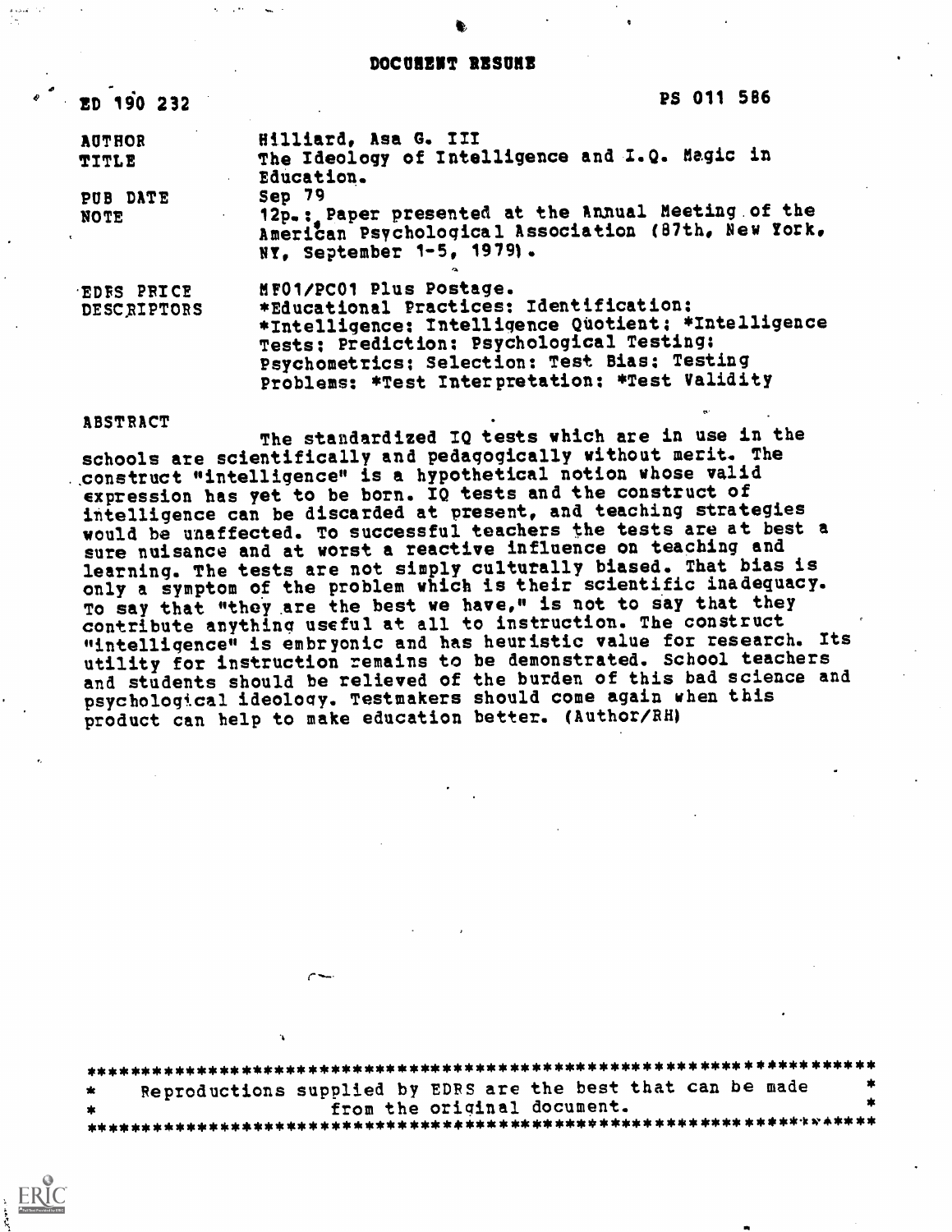# DOCUMENT RESUME

| | |
|---|---|
| ED 190 232 | PS 011 586 |
| AUTHOR | Hilliard, Asa G. III |
| TITLE | The Ideology of Intelligence and I.Q. Magic in Education. |
| PUB DATE | Sep 79 |
| NOTE | 12p.: Paper presented at the Annual Meeting of the American Psychological Association (87th, New York, NY, September 1-5, 1979). |
| EDRS PRICE | MF01/PC01 Plus Postage. |
| DESCRIPTORS | *Educational Practices: Identification: *Intelligence: Intelligence Quotient: *Intelligence Tests: Prediction: Psychological Testing: Psychometrics: Selection: Test Bias: Testing Problems: *Test Interpretation: *Test Validity |

ABSTRACT

The standardized IQ tests which are in use in the schools are scientifically and pedagogically without merit. The construct "intelligence" is a hypothetical notion whose valid expression has yet to be born. IQ tests and the construct of intelligence can be discarded at present, and teaching strategies would be unaffected. To successful teachers the tests are at best a sure nuisance and at worst a reactive influence on teaching and learning. The tests are not simply culturally biased. That bias is only a symptom of the problem which is their scientific inadequacy. To say that "they are the best we have," is not to say that they contribute anything useful at all to instruction. The construct "intelligence" is embryonic and has heuristic value for research. Its utility for instruction remains to be demonstrated. School teachers and students should be relieved of the burden of this bad science and psychological ideology. Testmakers should come again when this product can help to make education better. (Author/RH)

---

* Reproductions supplied by EDRS are the best that can be made from the original document. *

---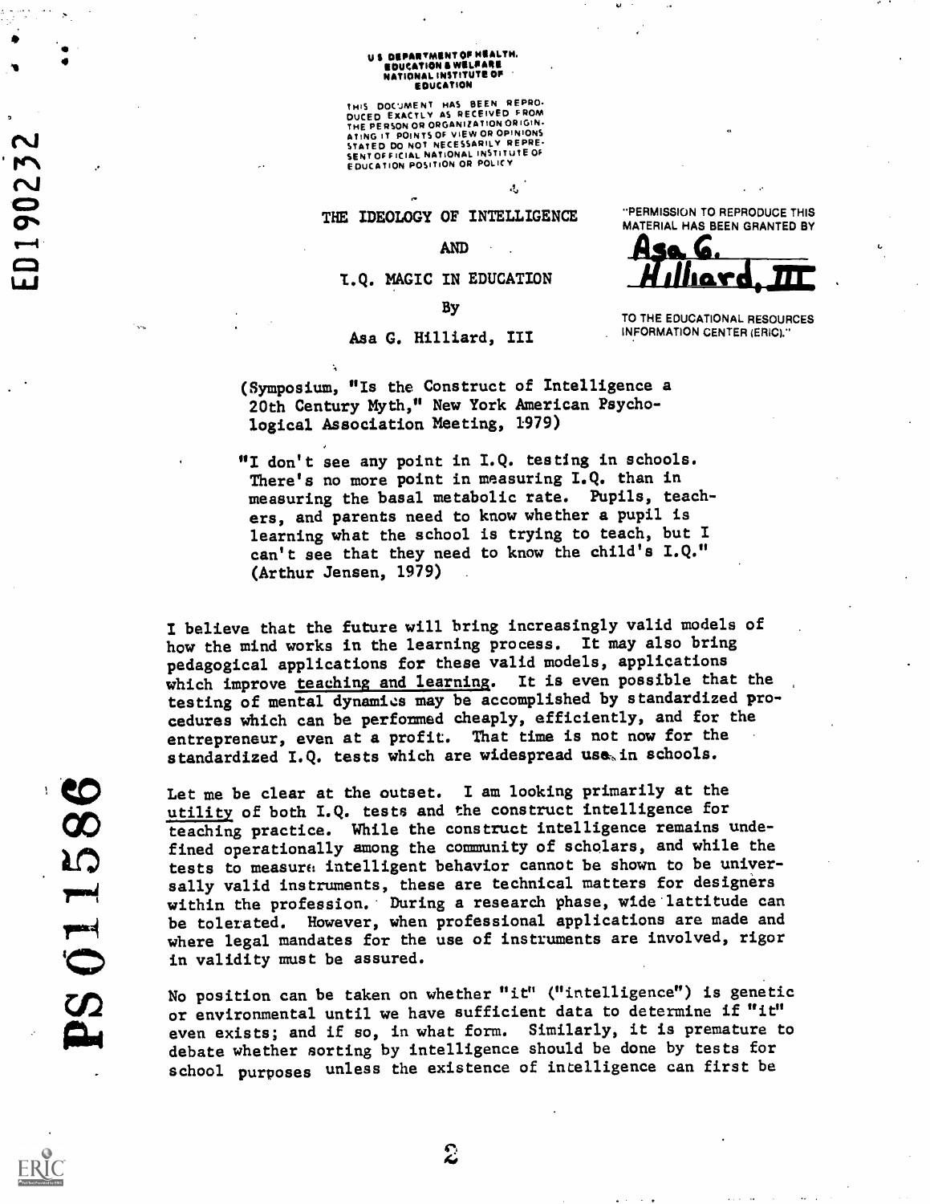U S DEPARTMENT OF HEALTH, EDUCATION & WELFARE
NATIONAL INSTITUTE OF EDUCATION

THIS DOCUMENT HAS BEEN REPRODUCED EXACTLY AS RECEIVED FROM THE PERSON OR ORGANIZATION ORIGINATING IT. POINTS OF VIEW OR OPINIONS STATED DO NOT NECESSARILY REPRESENT OFFICIAL NATIONAL INSTITUTE OF EDUCATION POSITION OR POLICY

"PERMISSION TO REPRODUCE THIS MATERIAL HAS BEEN GRANTED BY Asa G. Hilliard, III TO THE EDUCATIONAL RESOURCES INFORMATION CENTER (ERIC)."

# THE IDEOLOGY OF INTELLIGENCE AND I.Q. MAGIC IN EDUCATION

By

Asa G. Hilliard, III

(Symposium, "Is the Construct of Intelligence a 20th Century Myth," New York American Psychological Association Meeting, 1979)

"I don't see any point in I.Q. testing in schools. There's no more point in measuring I.Q. than in measuring the basal metabolic rate. Pupils, teachers, and parents need to know whether a pupil is learning what the school is trying to teach, but I can't see that they need to know the child's I.Q." (Arthur Jensen, 1979)

I believe that the future will bring increasingly valid models of how the mind works in the learning process. It may also bring pedagogical applications for these valid models, applications which improve teaching and learning. It is even possible that the testing of mental dynamics may be accomplished by standardized procedures which can be performed cheaply, efficiently, and for the entrepreneur, even at a profit. That time is not now for the standardized I.Q. tests which are widespread use in schools.

Let me be clear at the outset. I am looking primarily at the utility of both I.Q. tests and the construct intelligence for teaching practice. While the construct intelligence remains undefined operationally among the community of scholars, and while the tests to measure intelligent behavior cannot be shown to be universally valid instruments, these are technical matters for designers within the profession. During a research phase, wide lattitude can be tolerated. However, when professional applications are made and where legal mandates for the use of instruments are involved, rigor in validity must be assured.

No position can be taken on whether "it" ("intelligence") is genetic or environmental until we have sufficient data to determine if "it" even exists; and if so, in what form. Similarly, it is premature to debate whether sorting by intelligence should be done by tests for school purposes unless the existence of intelligence can first be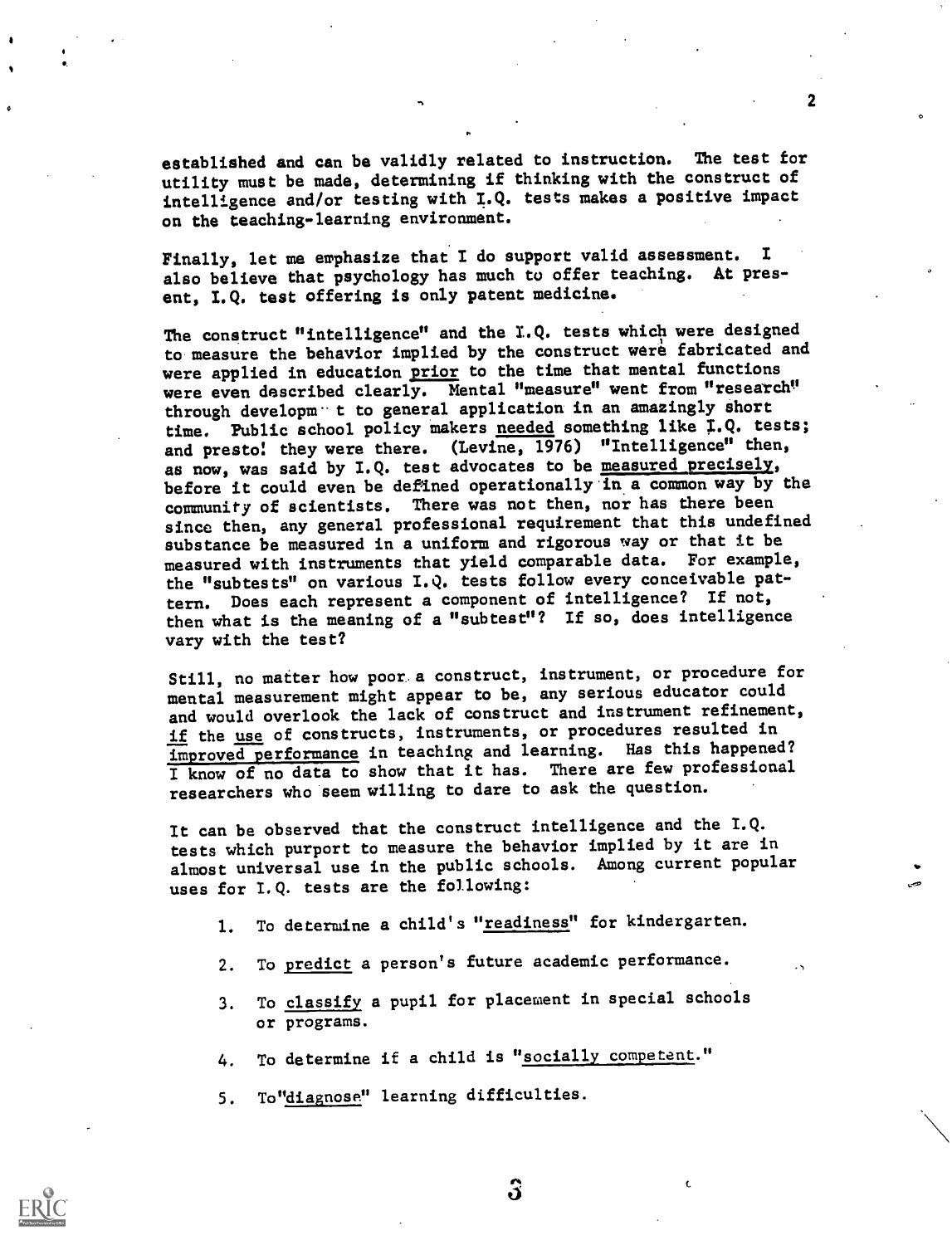established and can be validly related to instruction. The test for utility must be made, determining if thinking with the construct of intelligence and/or testing with I.Q. tests makes a positive impact on the teaching-learning environment.

Finally, let me emphasize that I do support valid assessment. I also believe that psychology has much to offer teaching. At present, I.Q. test offering is only patent medicine.

The construct "intelligence" and the I.Q. tests which were designed to measure the behavior implied by the construct were fabricated and were applied in education <u>prior</u> to the time that mental functions were even described clearly. Mental "measure" went from "research" through development to general application in an amazingly short time. Public school policy makers <u>needed</u> something like I.Q. tests; and presto! they were there. (Levine, 1976) "Intelligence" then, as now, was said by I.Q. test advocates to be <u>measured precisely</u>, before it could even be defined operationally in a common way by the community of scientists. There was not then, nor has there been since then, any general professional requirement that this undefined substance be measured in a uniform and rigorous way or that it be measured with instruments that yield comparable data. For example, the "subtests" on various I.Q. tests follow every conceivable pattern. Does each represent a component of intelligence? If not, then what is the meaning of a "subtest"? If so, does intelligence vary with the test?

Still, no matter how poor a construct, instrument, or procedure for mental measurement might appear to be, any serious educator could and would overlook the lack of construct and instrument refinement, <u>if</u> the <u>use</u> of constructs, instruments, or procedures resulted in <u>improved performance</u> in teaching and learning. Has this happened? I know of no data to show that it has. There are few professional researchers who seem willing to dare to ask the question.

It can be observed that the construct intelligence and the I.Q. tests which purport to measure the behavior implied by it are in almost universal use in the public schools. Among current popular uses for I.Q. tests are the following:

1. To determine a child's "<u>readiness</u>" for kindergarten.
2. To <u>predict</u> a person's future academic performance.
3. To <u>classify</u> a pupil for placement in special schools or programs.
4. To determine if a child is "<u>socially competent</u>."
5. To "<u>diagnose</u>" learning difficulties.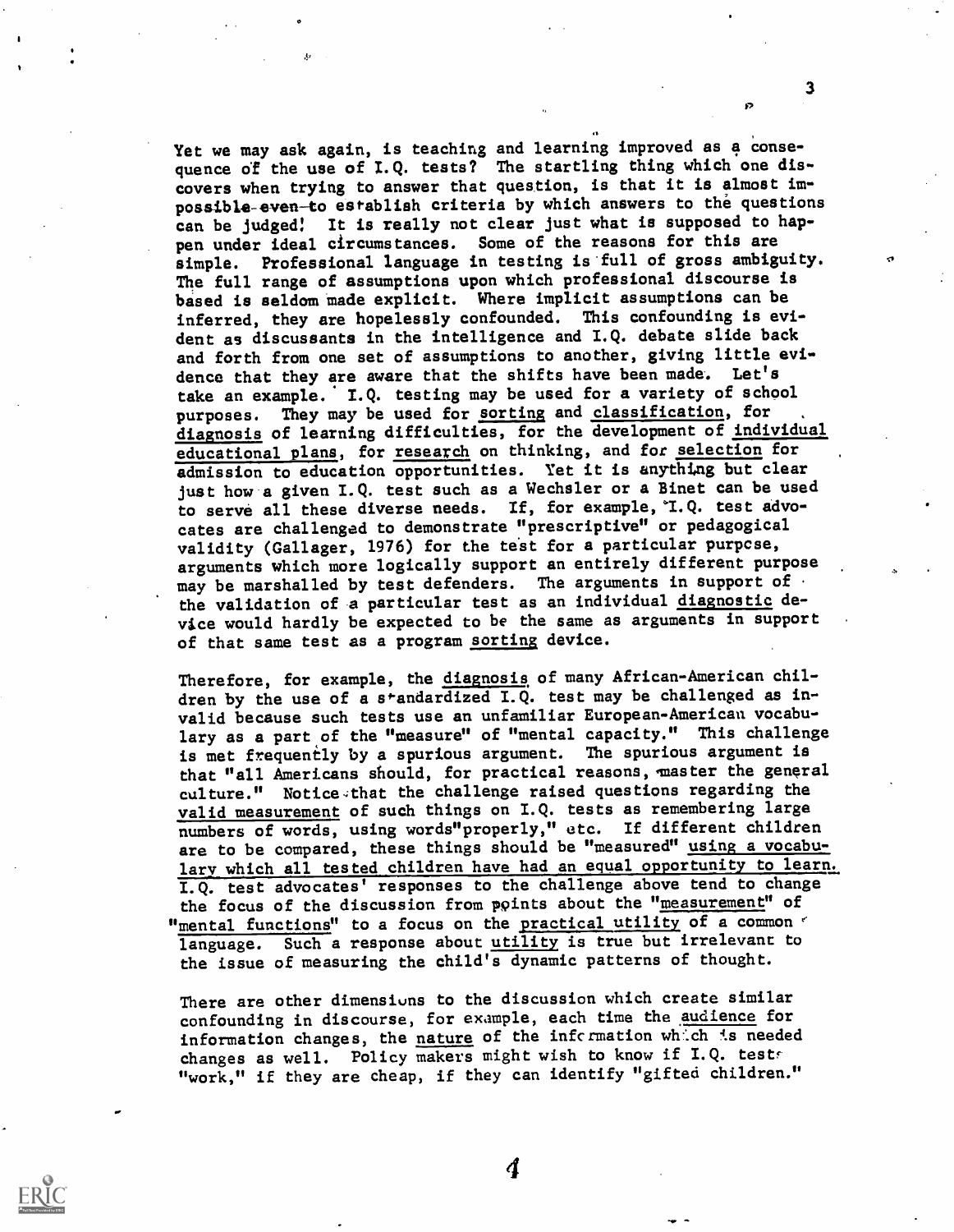Yet we may ask again, is teaching and learning improved as a consequence of the use of I.Q. tests? The startling thing which one discovers when trying to answer that question, is that it is almost impossible even to establish criteria by which answers to the questions can be judged! It is really not clear just what is supposed to happen under ideal circumstances. Some of the reasons for this are simple. Professional language in testing is full of gross ambiguity. The full range of assumptions upon which professional discourse is based is seldom made explicit. Where implicit assumptions can be inferred, they are hopelessly confounded. This confounding is evident as discussants in the intelligence and I.Q. debate slide back and forth from one set of assumptions to another, giving little evidence that they are aware that the shifts have been made. Let's take an example. I.Q. testing may be used for a variety of school purposes. They may be used for <u>sorting</u> and <u>classification</u>, for <u>diagnosis</u> of learning difficulties, for the development of <u>individual educational plans</u>, for <u>research</u> on thinking, and for <u>selection</u> for admission to education opportunities. Yet it is anything but clear just how a given I.Q. test such as a Wechsler or a Binet can be used to serve all these diverse needs. If, for example, I.Q. test advocates are challenged to demonstrate "prescriptive" or pedagogical validity (Gallager, 1976) for the test for a particular purpose, arguments which more logically support an entirely different purpose may be marshalled by test defenders. The arguments in support of the validation of a particular test as an individual <u>diagnostic</u> device would hardly be expected to be the same as arguments in support of that same test as a program <u>sorting</u> device.

Therefore, for example, the <u>diagnosis</u> of many African-American children by the use of a standardized I.Q. test may be challenged as invalid because such tests use an unfamiliar European-American vocabulary as a part of the "measure" of "mental capacity." This challenge is met frequently by a spurious argument. The spurious argument is that "all Americans should, for practical reasons, master the general culture." Notice that the challenge raised questions regarding the <u>valid measurement</u> of such things on I.Q. tests as remembering large numbers of words, using words "properly," etc. If different children are to be compared, these things should be "measured" <u>using a vocabulary which all tested children have had an equal opportunity to learn.</u> I.Q. test advocates' responses to the challenge above tend to change the focus of the discussion from points about the "<u>measurement</u>" of "<u>mental functions</u>" to a focus on the <u>practical utility</u> of a common language. Such a response about <u>utility</u> is true but irrelevant to the issue of measuring the child's dynamic patterns of thought.

There are other dimensions to the discussion which create similar confounding in discourse, for example, each time the <u>audience</u> for information changes, the <u>nature</u> of the information which is needed changes as well. Policy makers might wish to know if I.Q. tests "work," if they are cheap, if they can identify "gifted children."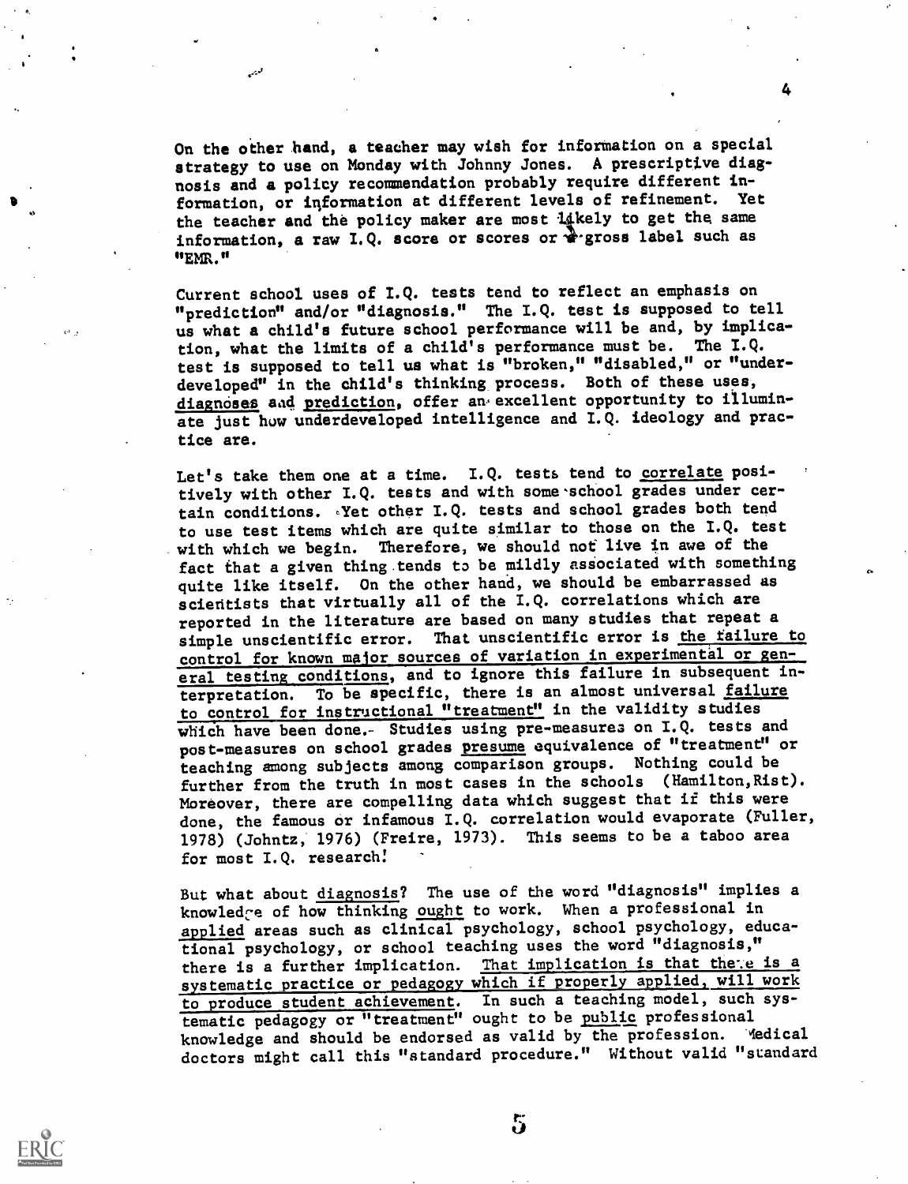On the other hand, a teacher may wish for information on a special strategy to use on Monday with Johnny Jones. A prescriptive diagnosis and a policy recommendation probably require different information, or information at different levels of refinement. Yet the teacher and the policy maker are most likely to get the same information, a raw I.Q. score or scores or a gross label such as "EMR."

Current school uses of I.Q. tests tend to reflect an emphasis on "prediction" and/or "diagnosis." The I.Q. test is supposed to tell us what a child's future school performance will be and, by implication, what the limits of a child's performance must be. The I.Q. test is supposed to tell us what is "broken," "disabled," or "underdeveloped" in the child's thinking process. Both of these uses, <u>diagnoses</u> and <u>prediction</u>, offer an excellent opportunity to illuminate just how underdeveloped intelligence and I.Q. ideology and practice are.

Let's take them one at a time. I.Q. tests tend to <u>correlate</u> positively with other I.Q. tests and with some school grades under certain conditions. Yet other I.Q. tests and school grades both tend to use test items which are quite similar to those on the I.Q. test with which we begin. Therefore, we should not live in awe of the fact that a given thing tends to be mildly associated with something quite like itself. On the other hand, we should be embarrassed as scientists that virtually all of the I.Q. correlations which are reported in the literature are based on many studies that repeat a simple unscientific error. That unscientific error is <u>the failure to control for known major sources of variation in experimental or general testing conditions</u>, and to ignore this failure in subsequent interpretation. To be specific, there is an almost universal <u>failure to control for instructional "treatment"</u> in the validity studies which have been done. Studies using pre-measures on I.Q. tests and post-measures on school grades <u>presume</u> equivalence of "treatment" or teaching among subjects among comparison groups. Nothing could be further from the truth in most cases in the schools (Hamilton, Rist). Moreover, there are compelling data which suggest that if this were done, the famous or infamous I.Q. correlation would evaporate (Fuller, 1978) (Johntz, 1976) (Freire, 1973). This seems to be a taboo area for most I.Q. research!

But what about <u>diagnosis</u>? The use of the word "diagnosis" implies a knowledge of how thinking <u>ought</u> to work. When a professional in <u>applied</u> areas such as clinical psychology, school psychology, educational psychology, or school teaching uses the word "diagnosis," there is a further implication. <u>That implication is that there is a systematic practice or pedagogy which if properly applied, will work to produce student achievement</u>. In such a teaching model, such systematic pedagogy or "treatment" ought to be <u>public</u> professional knowledge and should be endorsed as valid by the profession. Medical doctors might call this "standard procedure." Without valid "standard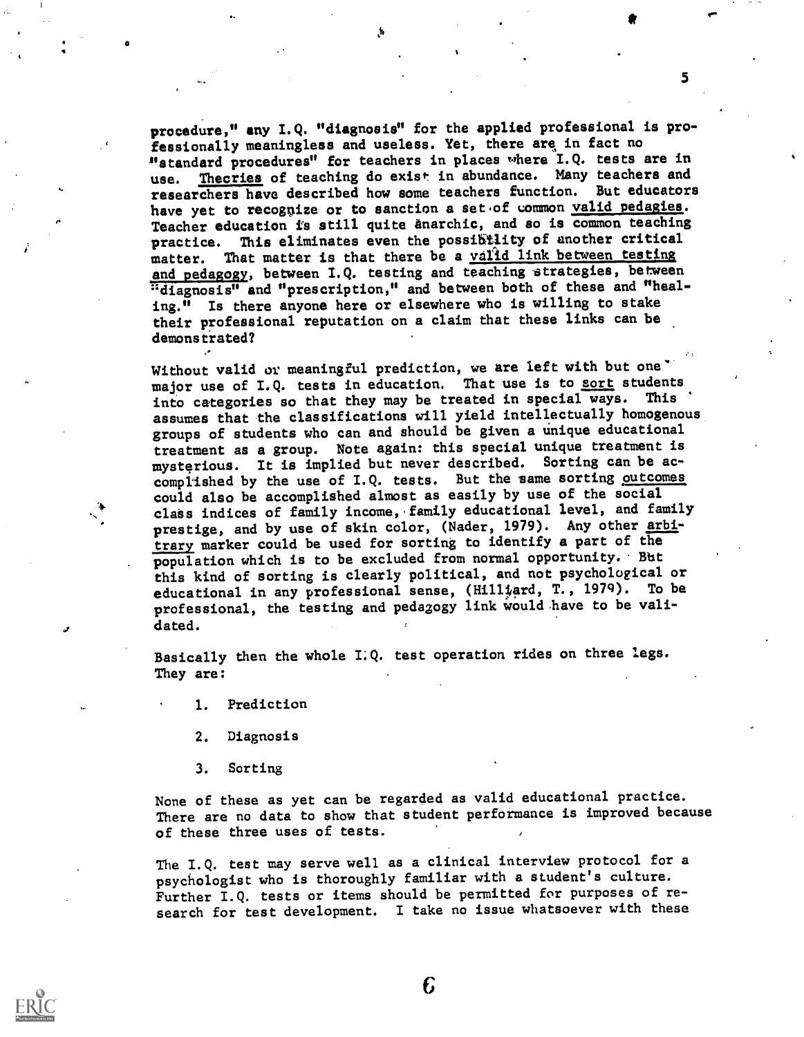procedure," any I.Q. "diagnosis" for the applied professional is professionally meaningless and useless. Yet, there are in fact no "standard procedures" for teachers in places where I.Q. tests are in use. Theories of teaching do exist in abundance. Many teachers and researchers have described how some teachers function. But educators have yet to recognize or to sanction a set of common valid pedagies. Teacher education is still quite anarchic, and so is common teaching practice. This eliminates even the possibility of another critical matter. That matter is that there be a valid link between testing and pedagogy, between I.Q. testing and teaching strategies, between "diagnosis" and "prescription," and between both of these and "healing." Is there anyone here or elsewhere who is willing to stake their professional reputation on a claim that these links can be demonstrated?

Without valid or meaningful prediction, we are left with but one major use of I.Q. tests in education. That use is to sort students into categories so that they may be treated in special ways. This assumes that the classifications will yield intellectually homogenous groups of students who can and should be given a unique educational treatment as a group. Note again: this special unique treatment is mysterious. It is implied but never described. Sorting can be accomplished by the use of I.Q. tests. But the same sorting outcomes could also be accomplished almost as easily by use of the social class indices of family income, family educational level, and family prestige, and by use of skin color, (Nader, 1979). Any other arbitrary marker could be used for sorting to identify a part of the population which is to be excluded from normal opportunity. But this kind of sorting is clearly political, and not psychological or educational in any professional sense, (Hilliard, T., 1979). To be professional, the testing and pedagogy link would have to be validated.

Basically then the whole I.Q. test operation rides on three legs. They are:

1. Prediction
2. Diagnosis
3. Sorting

None of these as yet can be regarded as valid educational practice. There are no data to show that student performance is improved because of these three uses of tests.

The I.Q. test may serve well as a clinical interview protocol for a psychologist who is thoroughly familiar with a student's culture. Further I.Q. tests or items should be permitted for purposes of research for test development. I take no issue whatsoever with these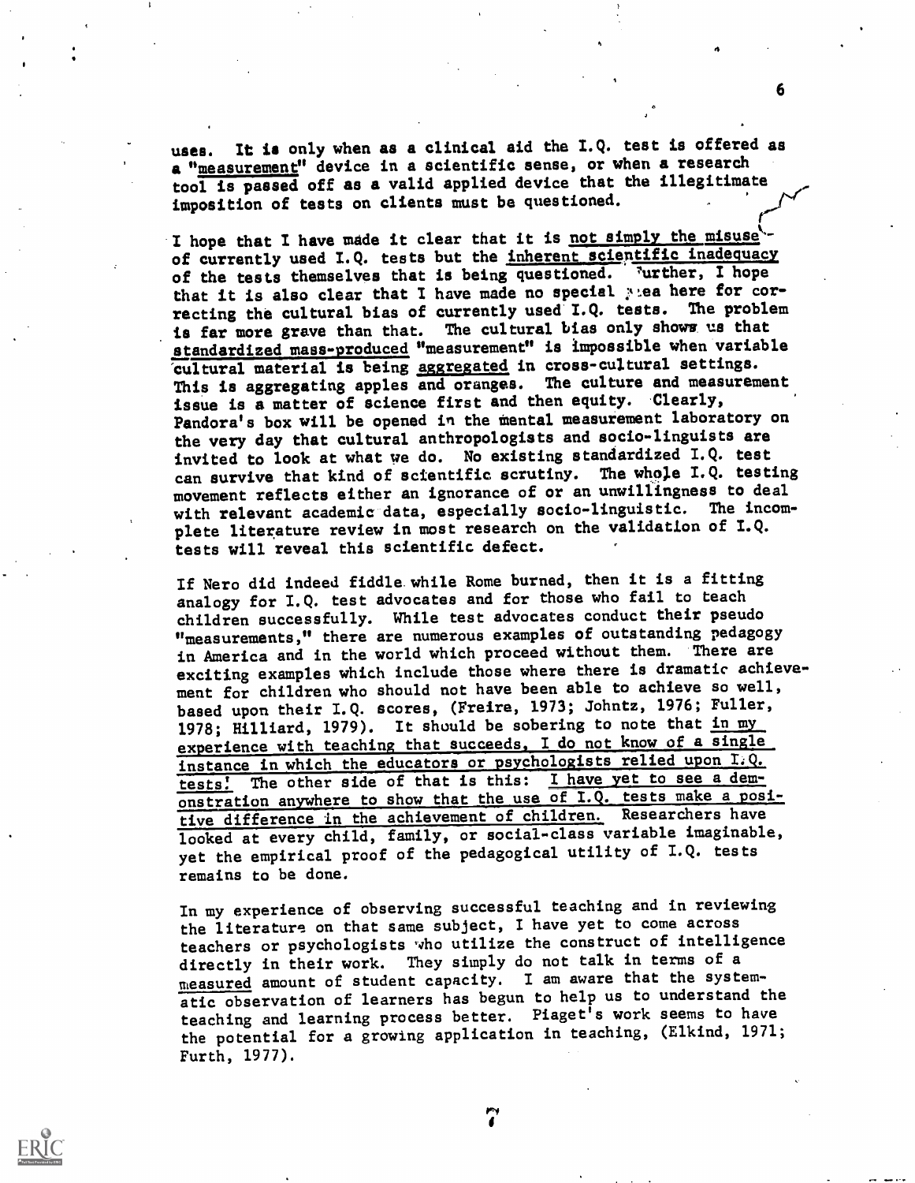uses. It is only when as a clinical aid the I.Q. test is offered as a "measurement" device in a scientific sense, or when a research tool is passed off as a valid applied device that the illegitimate imposition of tests on clients must be questioned.

I hope that I have made it clear that it is not simply the misuse of currently used I.Q. tests but the inherent scientific inadequacy of the tests themselves that is being questioned. Further, I hope that it is also clear that I have made no special plea here for correcting the cultural bias of currently used I.Q. tests. The problem is far more grave than that. The cultural bias only shows us that standardized mass-produced "measurement" is impossible when variable cultural material is being aggregated in cross-cultural settings. This is aggregating apples and oranges. The culture and measurement issue is a matter of science first and then equity. Clearly, Pandora's box will be opened in the mental measurement laboratory on the very day that cultural anthropologists and socio-linguists are invited to look at what we do. No existing standardized I.Q. test can survive that kind of scientific scrutiny. The whole I.Q. testing movement reflects either an ignorance of or an unwillingness to deal with relevant academic data, especially socio-linguistic. The incomplete literature review in most research on the validation of I.Q. tests will reveal this scientific defect.

If Nero did indeed fiddle while Rome burned, then it is a fitting analogy for I.Q. test advocates and for those who fail to teach children successfully. While test advocates conduct their pseudo "measurements," there are numerous examples of outstanding pedagogy in America and in the world which proceed without them. There are exciting examples which include those where there is dramatic achievement for children who should not have been able to achieve so well, based upon their I.Q. scores, (Freire, 1973; Johntz, 1976; Fuller, 1978; Hilliard, 1979). It should be sobering to note that in my experience with teaching that succeeds, I do not know of a single instance in which the educators or psychologists relied upon I.Q. tests! The other side of that is this: I have yet to see a demonstration anywhere to show that the use of I.Q. tests make a positive difference in the achievement of children. Researchers have looked at every child, family, or social-class variable imaginable, yet the empirical proof of the pedagogical utility of I.Q. tests remains to be done.

In my experience of observing successful teaching and in reviewing the literature on that same subject, I have yet to come across teachers or psychologists who utilize the construct of intelligence directly in their work. They simply do not talk in terms of a measured amount of student capacity. I am aware that the systematic observation of learners has begun to help us to understand the teaching and learning process better. Piaget's work seems to have the potential for a growing application in teaching, (Elkind, 1971; Furth, 1977).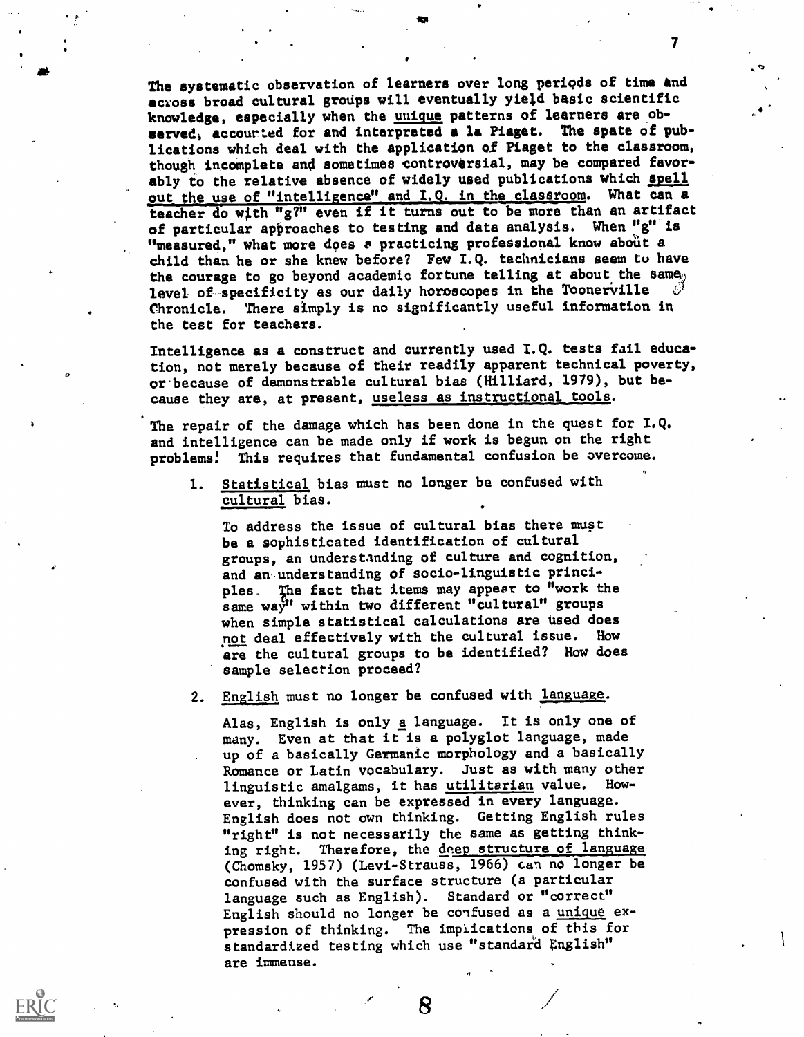The systematic observation of learners over long periods of time and across broad cultural groups will eventually yield basic scientific knowledge, especially when the _unique_ patterns of learners are observed, accounted for and interpreted a la Piaget. The spate of publications which deal with the application of Piaget to the classroom, though incomplete and sometimes controversial, may be compared favorably to the relative absence of widely used publications which _spell out the use of "intelligence" and I.Q. in the classroom_. What can a teacher do with "g?" even if it turns out to be more than an artifact of particular approaches to testing and data analysis. When "g" is "measured," what more does a practicing professional know about a child than he or she knew before? Few I.Q. technicians seem to have the courage to go beyond academic fortune telling at about the same level of specificity as our daily horoscopes in the Toonerville Chronicle. There simply is no significantly useful information in the test for teachers.

Intelligence as a construct and currently used I.Q. tests fail education, not merely because of their readily apparent technical poverty, or because of demonstrable cultural bias (Hilliard, 1979), but because they are, at present, _useless as instructional tools_.

The repair of the damage which has been done in the quest for I.Q. and intelligence can be made only if work is begun on the right problems! This requires that fundamental confusion be overcome.

1. _Statistical_ bias must no longer be confused with _cultural_ bias.

   To address the issue of cultural bias there must be a sophisticated identification of cultural groups, an understanding of culture and cognition, and an understanding of socio-linguistic principles. The fact that items may appear to "work the same way" within two different "cultural" groups when simple statistical calculations are used does _not_ deal effectively with the cultural issue. How are the cultural groups to be identified? How does sample selection proceed?

2. _English_ must no longer be confused with _language_.

   Alas, English is only _a_ language. It is only one of many. Even at that it is a polyglot language, made up of a basically Germanic morphology and a basically Romance or Latin vocabulary. Just as with many other linguistic amalgams, it has _utilitarian_ value. However, thinking can be expressed in every language. English does not own thinking. Getting English rules "right" is not necessarily the same as getting thinking right. Therefore, the _deep structure of language_ (Chomsky, 1957) (Levi-Strauss, 1966) can no longer be confused with the surface structure (a particular language such as English). Standard or "correct" English should no longer be confused as a _unique_ expression of thinking. The implications of this for standardized testing which use "standard English" are immense.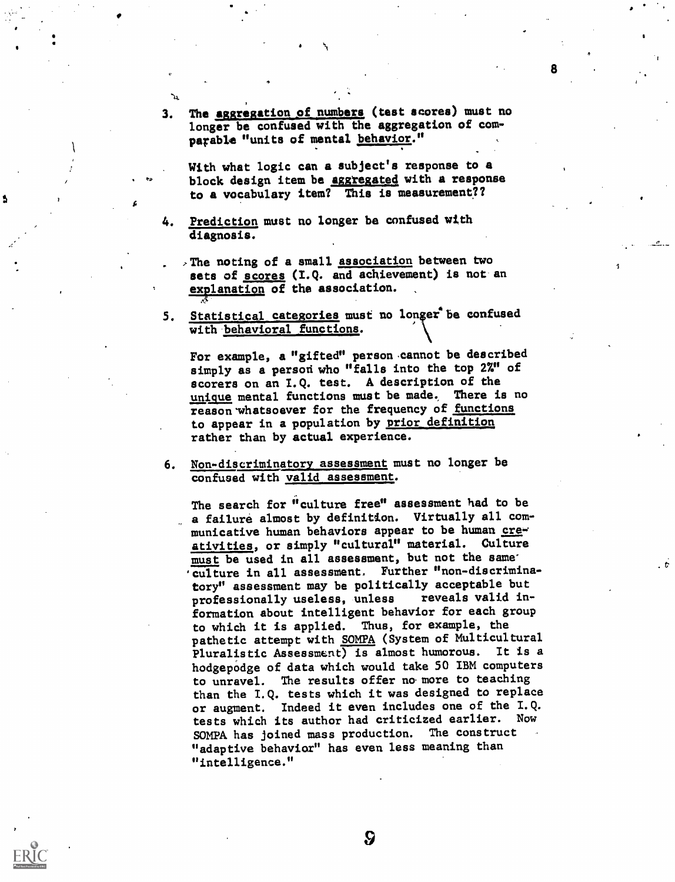3. The <u>aggregation of numbers</u> (test scores) must no longer be confused with the aggregation of comparable "units of mental <u>behavior</u>."

   With what logic can a subject's response to a block design item be <u>aggregated</u> with a response to a vocabulary item? This is measurement??

4. <u>Prediction</u> must no longer be confused with diagnosis.

   The noting of a small <u>association</u> between two sets of <u>scores</u> (I.Q. and achievement) is not an <u>explanation</u> of the association.

5. <u>Statistical categories</u> must no longer be confused with <u>behavioral functions</u>.

   For example, a "gifted" person cannot be described simply as a person who "falls into the top 2%" of scorers on an I.Q. test. A description of the <u>unique</u> mental functions must be made. There is no reason whatsoever for the frequency of <u>functions</u> to appear in a population by <u>prior definition</u> rather than by actual experience.

6. <u>Non-discriminatory assessment</u> must no longer be confused with <u>valid assessment</u>.

   The search for "culture free" assessment had to be a failure almost by definition. Virtually all communicative human behaviors appear to be human <u>creativities</u>, or simply "cultural" material. Culture <u>must</u> be used in all assessment, but not the same culture in all assessment. Further "non-discriminatory" assessment may be politically acceptable but professionally useless, unless reveals valid information about intelligent behavior for each group to which it is applied. Thus, for example, the pathetic attempt with <u>SOMPA</u> (System of Multicultural Pluralistic Assessment) is almost humorous. It is a hodgepodge of data which would take 50 IBM computers to unravel. The results offer no more to teaching than the I.Q. tests which it was designed to replace or augment. Indeed it even includes one of the I.Q. tests which its author had criticized earlier. Now SOMPA has joined mass production. The construct "adaptive behavior" has even less meaning than "intelligence."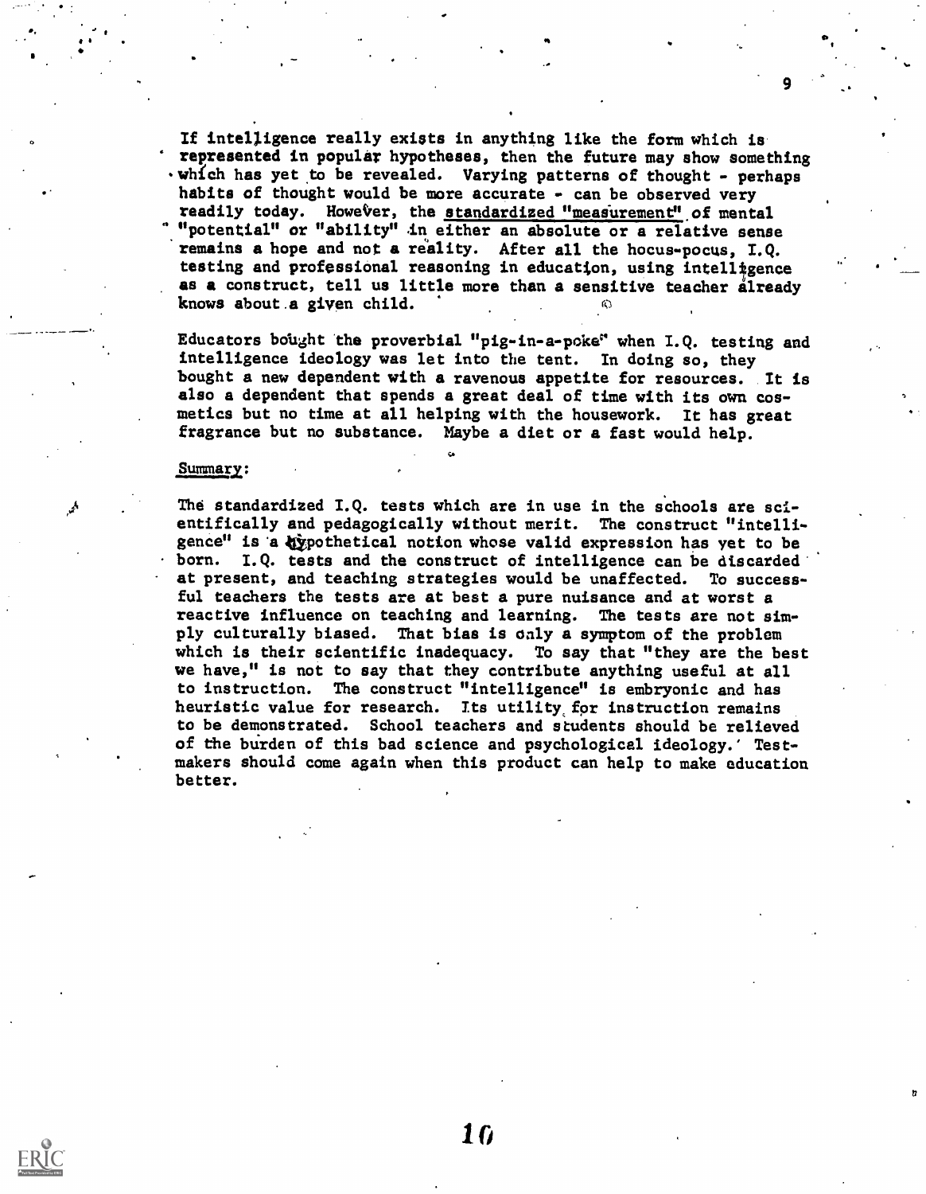If intelligence really exists in anything like the form which is represented in popular hypotheses, then the future may show something which has yet to be revealed. Varying patterns of thought - perhaps habits of thought would be more accurate - can be observed very readily today. However, the standardized "measurement" of mental "potential" or "ability" in either an absolute or a relative sense remains a hope and not a reality. After all the hocus-pocus, I.Q. testing and professional reasoning in education, using intelligence as a construct, tell us little more than a sensitive teacher already knows about a given child.

Educators bought the proverbial "pig-in-a-poke" when I.Q. testing and intelligence ideology was let into the tent. In doing so, they bought a new dependent with a ravenous appetite for resources. It is also a dependent that spends a great deal of time with its own cosmetics but no time at all helping with the housework. It has great fragrance but no substance. Maybe a diet or a fast would help.

Summary:

The standardized I.Q. tests which are in use in the schools are scientifically and pedagogically without merit. The construct "intelligence" is a hypothetical notion whose valid expression has yet to be born. I.Q. tests and the construct of intelligence can be discarded at present, and teaching strategies would be unaffected. To successful teachers the tests are at best a pure nuisance and at worst a reactive influence on teaching and learning. The tests are not simply culturally biased. That bias is only a symptom of the problem which is their scientific inadequacy. To say that "they are the best we have," is not to say that they contribute anything useful at all to instruction. The construct "intelligence" is embryonic and has heuristic value for research. Its utility for instruction remains to be demonstrated. School teachers and students should be relieved of the burden of this bad science and psychological ideology. Testmakers should come again when this product can help to make education better.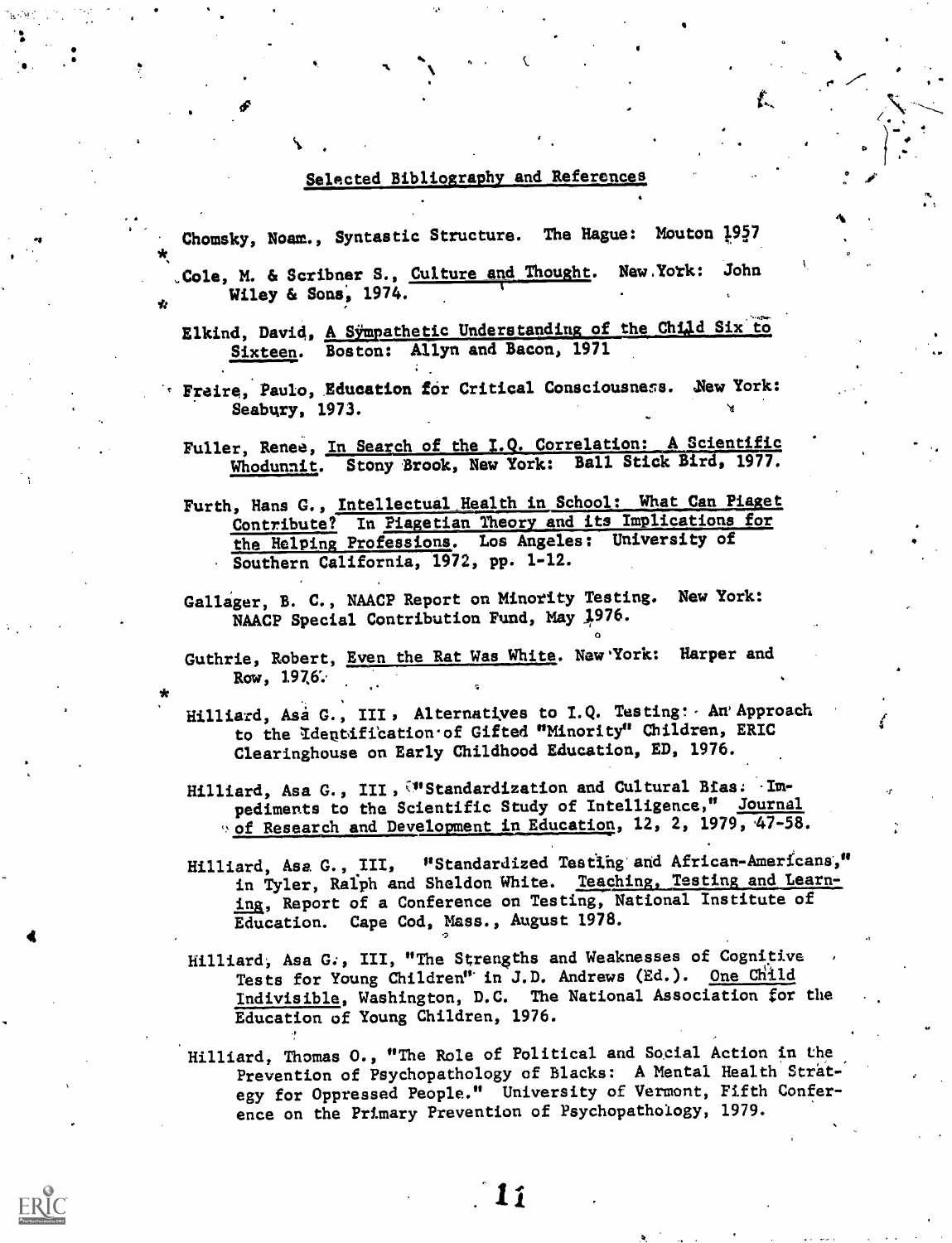## Selected Bibliography and References

Chomsky, Noam., Syntastic Structure. The Hague: Mouton 1957

*Cole, M. & Scribner S., Culture and Thought. New York: John Wiley & Sons, 1974.

Elkind, David, A Sympathetic Understanding of the Child Six to Sixteen. Boston: Allyn and Bacon, 1971

Freire, Paulo, Education for Critical Consciousness. New York: Seabury, 1973.

Fuller, Renee, In Search of the I.Q. Correlation: A Scientific Whodunnit. Stony Brook, New York: Ball Stick Bird, 1977.

Furth, Hans G., Intellectual Health in School: What Can Piaget Contribute? In Piagetian Theory and its Implications for the Helping Professions. Los Angeles: University of Southern California, 1972, pp. 1-12.

Gallager, B. C., NAACP Report on Minority Testing. New York: NAACP Special Contribution Fund, May 1976.

Guthrie, Robert, Even the Rat Was White. New York: Harper and Row, 1976.

*Hilliard, Asa G., III, Alternatives to I.Q. Testing: An Approach to the Identification of Gifted "Minority" Children, ERIC Clearinghouse on Early Childhood Education, ED, 1976.

Hilliard, Asa G., III, "Standardization and Cultural Bias: Impediments to the Scientific Study of Intelligence," Journal of Research and Development in Education, 12, 2, 1979, 47-58.

Hilliard, Asa G., III, "Standardized Testing and African-Americans," in Tyler, Ralph and Sheldon White. Teaching, Testing and Learning, Report of a Conference on Testing, National Institute of Education. Cape Cod, Mass., August 1978.

Hilliard, Asa G., III, "The Strengths and Weaknesses of Cognitive Tests for Young Children" in J.D. Andrews (Ed.). One Child Indivisible, Washington, D.C. The National Association for the Education of Young Children, 1976.

Hilliard, Thomas O., "The Role of Political and Social Action in the Prevention of Psychopathology of Blacks: A Mental Health Strategy for Oppressed People." University of Vermont, Fifth Conference on the Primary Prevention of Psychopathology, 1979.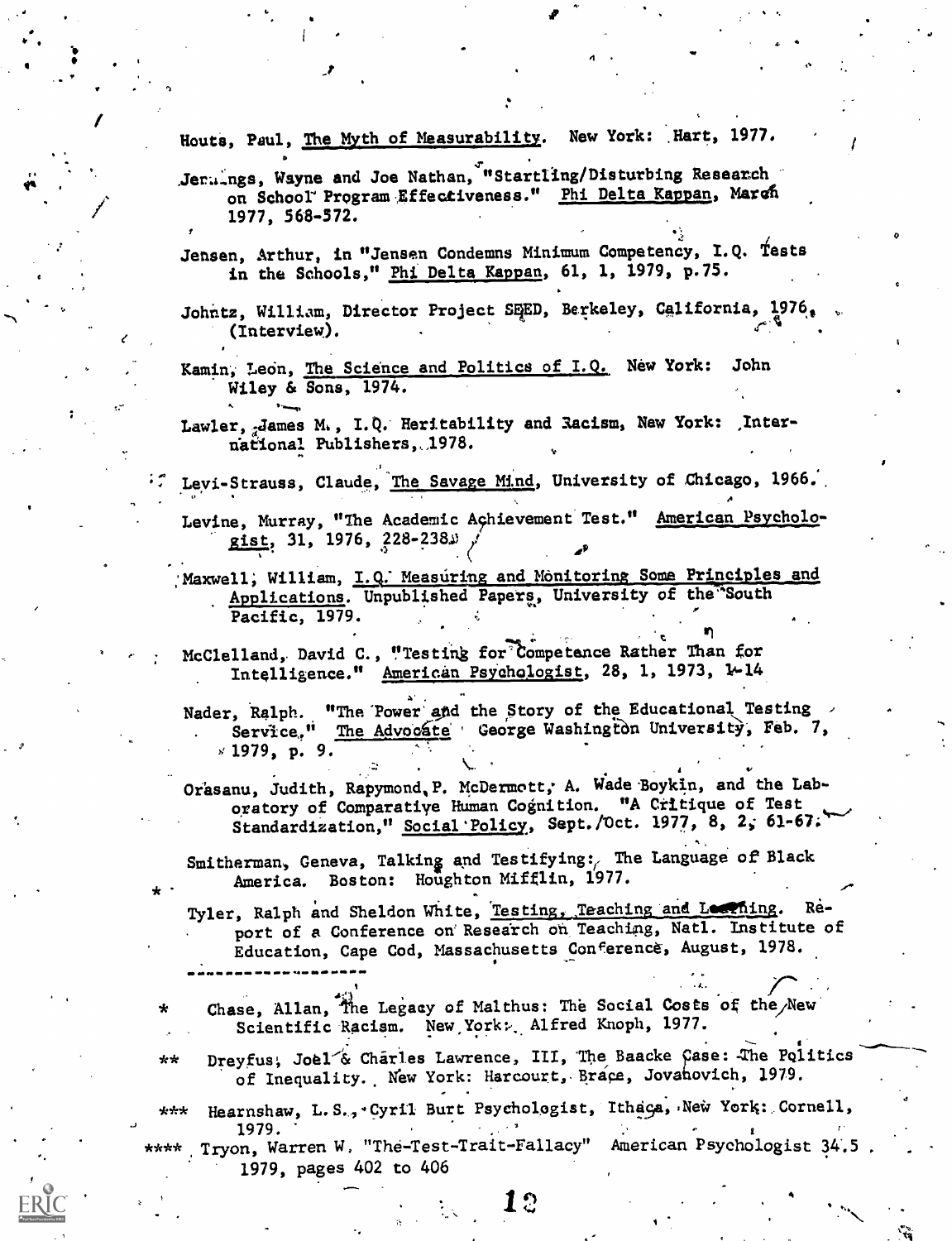Houts, Paul, The Myth of Measurability. New York: Hart, 1977.

Jennings, Wayne and Joe Nathan, "Startling/Disturbing Research on School Program Effectiveness." Phi Delta Kappan, March 1977, 568-572.

Jensen, Arthur, in "Jensen Condemns Minimum Competency, I.Q. Tests in the Schools," Phi Delta Kappan, 61, 1, 1979, p.75.

Johntz, William, Director Project SEED, Berkeley, California, 1976, (Interview).

Kamin, Leon, The Science and Politics of I.Q. New York: John Wiley & Sons, 1974.

Lawler, James M., I.Q. Heritability and Racism, New York: International Publishers, 1978.

Levi-Strauss, Claude, The Savage Mind, University of Chicago, 1966.

Levine, Murray, "The Academic Achievement Test." American Psychologist, 31, 1976, 228-238.

Maxwell, William, I.Q. Measuring and Monitoring Some Principles and Applications. Unpublished Papers, University of the South Pacific, 1979.

McClelland, David C., "Testing for Competence Rather Than for Intelligence." American Psychologist, 28, 1, 1973, 1-14

Nader, Ralph. "The Power and the Story of the Educational Testing Service." The Advocate George Washington University, Feb. 7, 1979, p. 9.

Orasanu, Judith, Rapymond, P. McDermott, A. Wade Boykin, and the Laboratory of Comparative Human Cognition. "A Critique of Test Standardization," Social Policy, Sept./Oct. 1977, 8, 2, 61-67.

Smitherman, Geneva, Talking and Testifying: The Language of Black America. Boston: Houghton Mifflin, 1977.

Tyler, Ralph and Sheldon White, Testing, Teaching and Learning. Report of a Conference on Research on Teaching, Natl. Institute of Education, Cape Cod, Massachusetts Conference, August, 1978.

---

\* Chase, Allan, The Legacy of Malthus: The Social Costs of the New Scientific Racism. New York: Alfred Knoph, 1977.

\*\* Dreyfus, Joel & Charles Lawrence, III, The Baacke Case: The Politics of Inequality. New York: Harcourt, Brace, Jovanovich, 1979.

\*\*\* Hearnshaw, L.S., Cyril Burt Psychologist, Ithaca, New York: Cornell, 1979.

\*\*\*\* Tryon, Warren W. "The-Test-Trait-Fallacy" American Psychologist 34.5 1979, pages 402 to 406